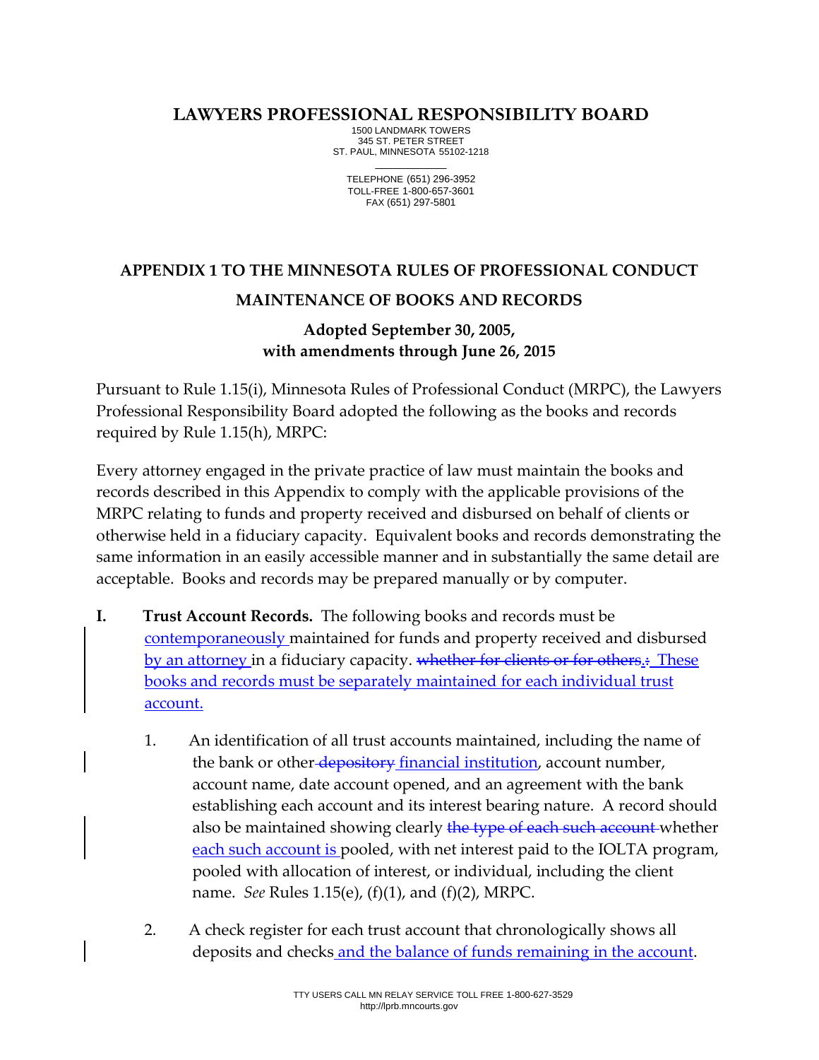# LAWYERS PROFESSIONAL RESPONSIBILITY BOARD

1500 LANDMARK TOWERS
345 ST. PETER STREET
ST. PAUL, MINNESOTA 55102-1218

TELEPHONE (651) 296-3952
TOLL-FREE 1-800-657-3601
FAX (651) 297-5801

## APPENDIX 1 TO THE MINNESOTA RULES OF PROFESSIONAL CONDUCT

## MAINTENANCE OF BOOKS AND RECORDS

### Adopted September 30, 2005, with amendments through June 26, 2015

Pursuant to Rule 1.15(i), Minnesota Rules of Professional Conduct (MRPC), the Lawyers Professional Responsibility Board adopted the following as the books and records required by Rule 1.15(h), MRPC:

Every attorney engaged in the private practice of law must maintain the books and records described in this Appendix to comply with the applicable provisions of the MRPC relating to funds and property received and disbursed on behalf of clients or otherwise held in a fiduciary capacity. Equivalent books and records demonstrating the same information in an easily accessible manner and in substantially the same detail are acceptable. Books and records may be prepared manually or by computer.

**I. Trust Account Records.** The following books and records must be <u>contemporaneously</u> maintained for funds and property received and disbursed <u>by an attorney</u> in a fiduciary capacity. ~~whether for clients or for others.~~<u>.</u>~~:~~ <u>These books and records must be separately maintained for each individual trust account.</u>

1. An identification of all trust accounts maintained, including the name of the bank or other ~~depository~~ <u>financial institution</u>, account number, account name, date account opened, and an agreement with the bank establishing each account and its interest bearing nature. A record should also be maintained showing clearly ~~the type of each such account~~ whether <u>each such account is</u> pooled, with net interest paid to the IOLTA program, pooled with allocation of interest, or individual, including the client name. *See* Rules 1.15(e), (f)(1), and (f)(2), MRPC.

2. A check register for each trust account that chronologically shows all deposits and checks <u>and the balance of funds remaining in the account</u>.

TTY USERS CALL MN RELAY SERVICE TOLL FREE 1-800-627-3529
http://lprb.mncourts.gov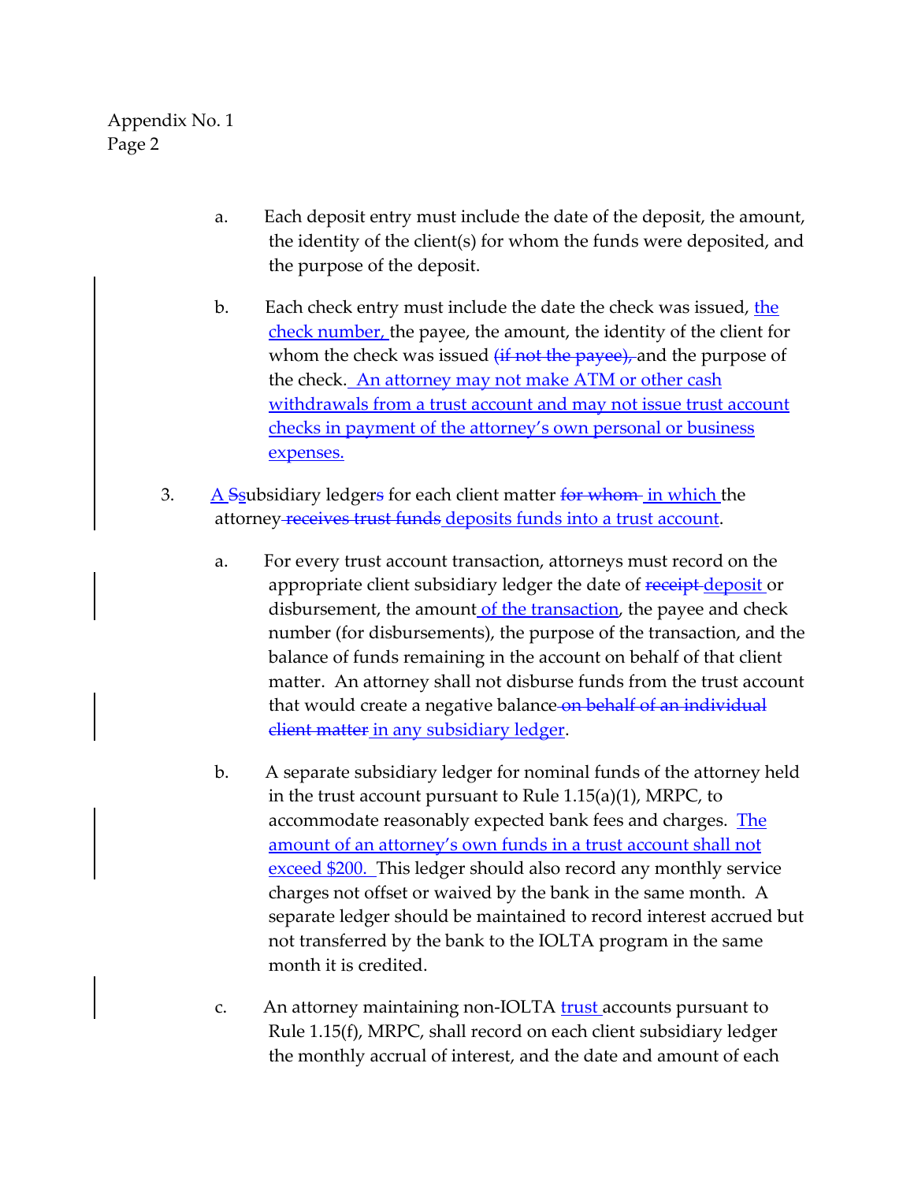a. Each deposit entry must include the date of the deposit, the amount, the identity of the client(s) for whom the funds were deposited, and the purpose of the deposit.

b. Each check entry must include the date the check was issued, <u>the check number,</u> the payee, the amount, the identity of the client for whom the check was issued ~~(if not the payee),~~ and the purpose of the check. <u>An attorney may not make ATM or other cash withdrawals from a trust account and may not issue trust account checks in payment of the attorney's own personal or business expenses.</u>

3. <u>A</u> ~~S~~<u>s</u>ubsidiary ledger~~s~~ for each client matter ~~for whom~~ <u>in which</u> the attorney ~~receives trust funds~~ <u>deposits funds into a trust account</u>.

a. For every trust account transaction, attorneys must record on the appropriate client subsidiary ledger the date of ~~receipt~~ <u>deposit</u> or disbursement, the amount <u>of the transaction</u>, the payee and check number (for disbursements), the purpose of the transaction, and the balance of funds remaining in the account on behalf of that client matter. An attorney shall not disburse funds from the trust account that would create a negative balance ~~on behalf of an individual client matter~~ <u>in any subsidiary ledger</u>.

b. A separate subsidiary ledger for nominal funds of the attorney held in the trust account pursuant to Rule 1.15(a)(1), MRPC, to accommodate reasonably expected bank fees and charges. <u>The amount of an attorney's own funds in a trust account shall not exceed $200.</u> This ledger should also record any monthly service charges not offset or waived by the bank in the same month. A separate ledger should be maintained to record interest accrued but not transferred by the bank to the IOLTA program in the same month it is credited.

c. An attorney maintaining non-IOLTA <u>trust</u> accounts pursuant to Rule 1.15(f), MRPC, shall record on each client subsidiary ledger the monthly accrual of interest, and the date and amount of each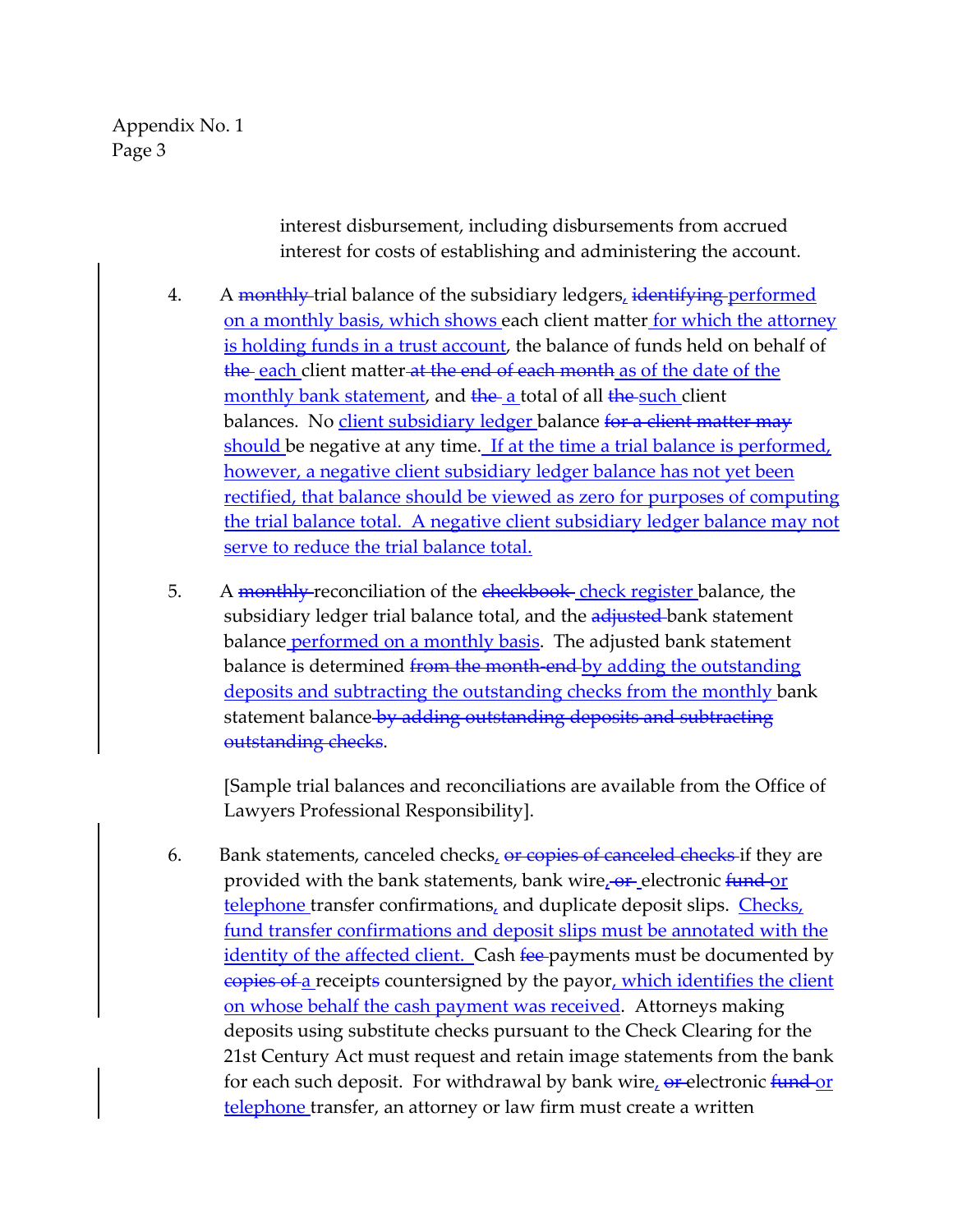interest disbursement, including disbursements from accrued interest for costs of establishing and administering the account.

4. A ~~monthly~~ trial balance of the subsidiary ledgers, ~~identifying~~ performed on a monthly basis, which shows each client matter for which the attorney is holding funds in a trust account, the balance of funds held on behalf of ~~the~~ each client matter ~~at the end of each month~~ as of the date of the monthly bank statement, and ~~the~~ a total of all ~~the~~ such client balances. No client subsidiary ledger balance ~~for a client matter may~~ should be negative at any time. If at the time a trial balance is performed, however, a negative client subsidiary ledger balance has not yet been rectified, that balance should be viewed as zero for purposes of computing the trial balance total. A negative client subsidiary ledger balance may not serve to reduce the trial balance total.

5. A ~~monthly~~ reconciliation of the ~~checkbook~~ check register balance, the subsidiary ledger trial balance total, and the ~~adjusted~~ bank statement balance performed on a monthly basis. The adjusted bank statement balance is determined ~~from the month-end~~ by adding the outstanding deposits and subtracting the outstanding checks from the monthly bank statement balance ~~by adding outstanding deposits and subtracting outstanding checks~~.

   [Sample trial balances and reconciliations are available from the Office of Lawyers Professional Responsibility].

6. Bank statements, canceled checks, ~~or copies of canceled checks~~ if they are provided with the bank statements, bank wire, ~~or~~ electronic ~~fund~~ or telephone transfer confirmations, and duplicate deposit slips. Checks, fund transfer confirmations and deposit slips must be annotated with the identity of the affected client. Cash ~~fee~~ payments must be documented by ~~copies of~~ a receipts countersigned by the payor, which identifies the client on whose behalf the cash payment was received. Attorneys making deposits using substitute checks pursuant to the Check Clearing for the 21st Century Act must request and retain image statements from the bank for each such deposit. For withdrawal by bank wire, ~~or~~ electronic ~~fund~~ or telephone transfer, an attorney or law firm must create a written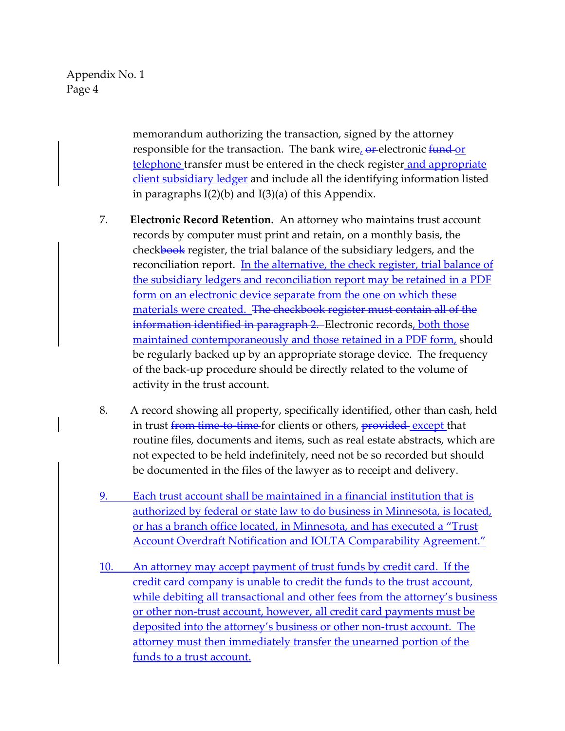memorandum authorizing the transaction, signed by the attorney responsible for the transaction. The bank wire, ~~or~~ electronic ~~fund~~ or telephone transfer must be entered in the check register and appropriate client subsidiary ledger and include all the identifying information listed in paragraphs I(2)(b) and I(3)(a) of this Appendix.

7. **Electronic Record Retention.** An attorney who maintains trust account records by computer must print and retain, on a monthly basis, the check~~book~~ register, the trial balance of the subsidiary ledgers, and the reconciliation report. In the alternative, the check register, trial balance of the subsidiary ledgers and reconciliation report may be retained in a PDF form on an electronic device separate from the one on which these materials were created. ~~The checkbook register must contain all of the information identified in paragraph 2.~~ Electronic records, both those maintained contemporaneously and those retained in a PDF form, should be regularly backed up by an appropriate storage device. The frequency of the back-up procedure should be directly related to the volume of activity in the trust account.

8. A record showing all property, specifically identified, other than cash, held in trust ~~from time-to-time~~ for clients or others, ~~provided~~ except that routine files, documents and items, such as real estate abstracts, which are not expected to be held indefinitely, need not be so recorded but should be documented in the files of the lawyer as to receipt and delivery.

9. Each trust account shall be maintained in a financial institution that is authorized by federal or state law to do business in Minnesota, is located, or has a branch office located, in Minnesota, and has executed a "Trust Account Overdraft Notification and IOLTA Comparability Agreement."

10. An attorney may accept payment of trust funds by credit card. If the credit card company is unable to credit the funds to the trust account, while debiting all transactional and other fees from the attorney's business or other non-trust account, however, all credit card payments must be deposited into the attorney's business or other non-trust account. The attorney must then immediately transfer the unearned portion of the funds to a trust account.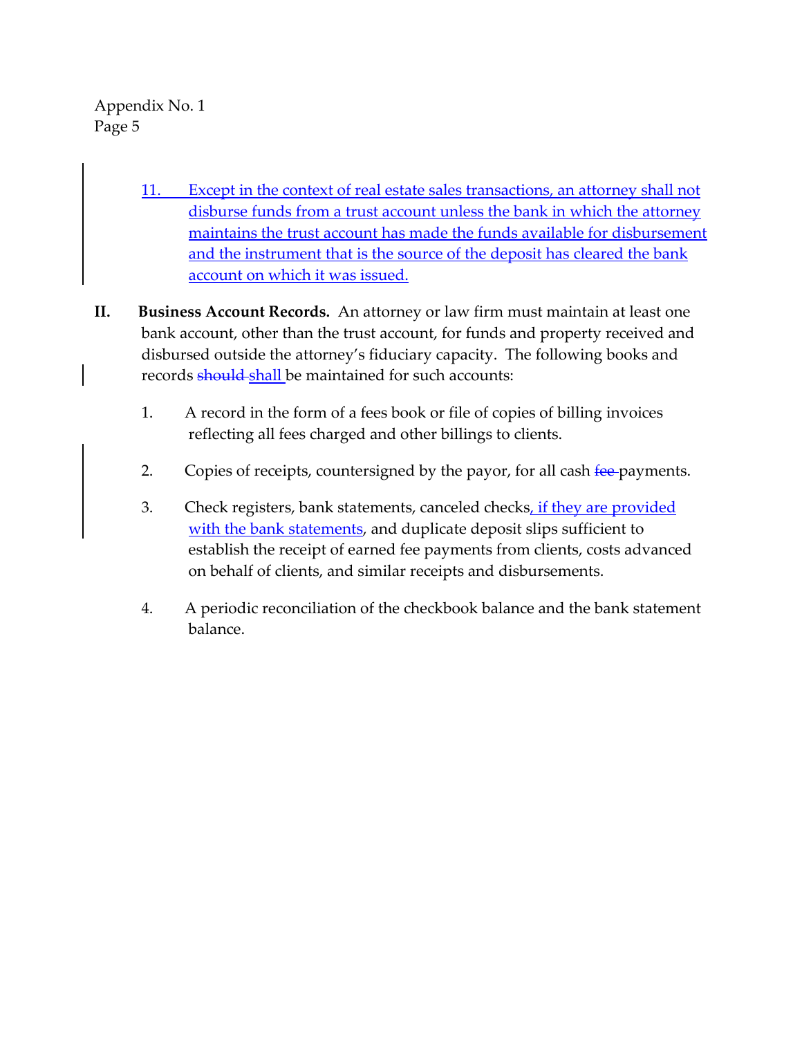11. Except in the context of real estate sales transactions, an attorney shall not disburse funds from a trust account unless the bank in which the attorney maintains the trust account has made the funds available for disbursement and the instrument that is the source of the deposit has cleared the bank account on which it was issued.

**II. Business Account Records.** An attorney or law firm must maintain at least one bank account, other than the trust account, for funds and property received and disbursed outside the attorney's fiduciary capacity. The following books and records ~~should~~ shall be maintained for such accounts:

1. A record in the form of a fees book or file of copies of billing invoices reflecting all fees charged and other billings to clients.

2. Copies of receipts, countersigned by the payor, for all cash ~~fee~~ payments.

3. Check registers, bank statements, canceled checks, if they are provided with the bank statements, and duplicate deposit slips sufficient to establish the receipt of earned fee payments from clients, costs advanced on behalf of clients, and similar receipts and disbursements.

4. A periodic reconciliation of the checkbook balance and the bank statement balance.